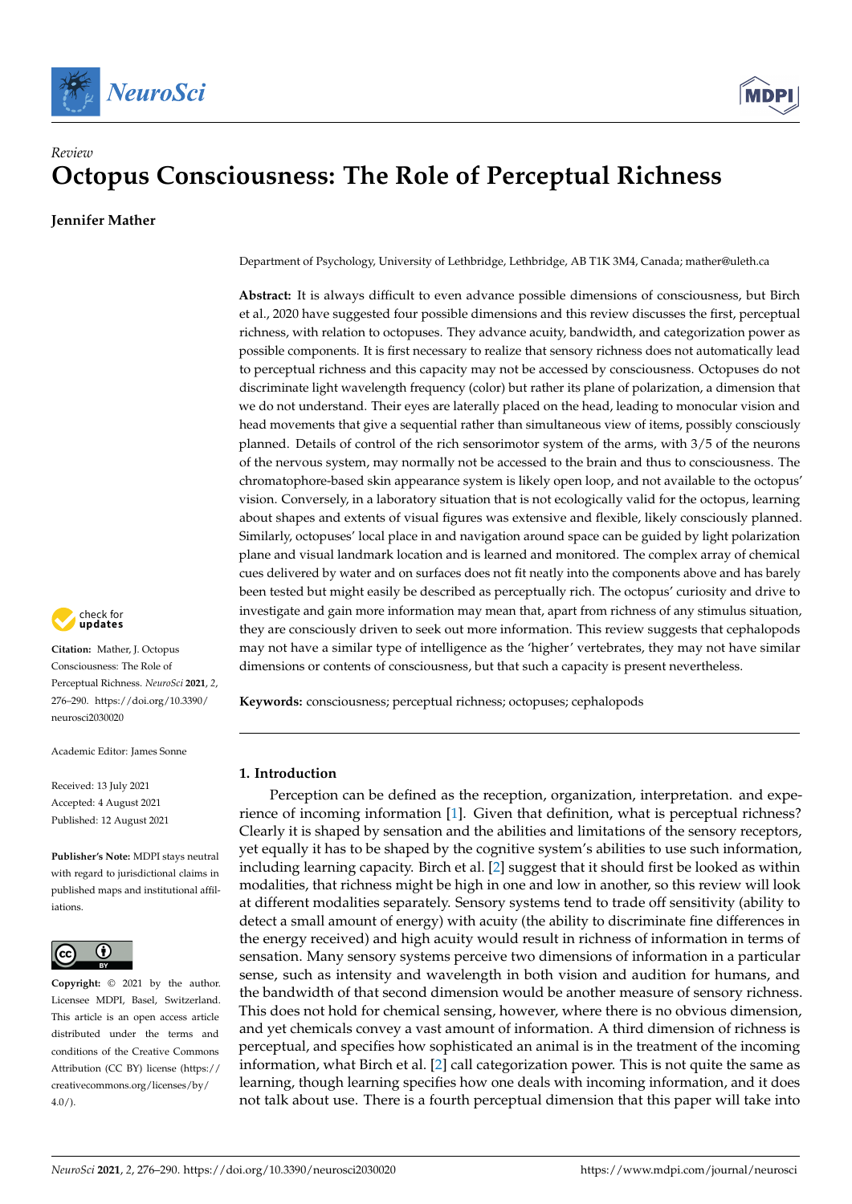*Review*

# Octopus Consciousness: The Role of Perceptual Richness

**Jennifer Mather**

Department of Psychology, University of Lethbridge, Lethbridge, AB T1K 3M4, Canada; mather@uleth.ca

**Abstract:** It is always difficult to even advance possible dimensions of consciousness, but Birch et al., 2020 have suggested four possible dimensions and this review discusses the first, perceptual richness, with relation to octopuses. They advance acuity, bandwidth, and categorization power as possible components. It is first necessary to realize that sensory richness does not automatically lead to perceptual richness and this capacity may not be accessed by consciousness. Octopuses do not discriminate light wavelength frequency (color) but rather its plane of polarization, a dimension that we do not understand. Their eyes are laterally placed on the head, leading to monocular vision and head movements that give a sequential rather than simultaneous view of items, possibly consciously planned. Details of control of the rich sensorimotor system of the arms, with 3/5 of the neurons of the nervous system, may normally not be accessed to the brain and thus to consciousness. The chromatophore-based skin appearance system is likely open loop, and not available to the octopus' vision. Conversely, in a laboratory situation that is not ecologically valid for the octopus, learning about shapes and extents of visual figures was extensive and flexible, likely consciously planned. Similarly, octopuses' local place in and navigation around space can be guided by light polarization plane and visual landmark location and is learned and monitored. The complex array of chemical cues delivered by water and on surfaces does not fit neatly into the components above and has barely been tested but might easily be described as perceptually rich. The octopus' curiosity and drive to investigate and gain more information may mean that, apart from richness of any stimulus situation, they are consciously driven to seek out more information. This review suggests that cephalopods may not have a similar type of intelligence as the 'higher' vertebrates, they may not have similar dimensions or contents of consciousness, but that such a capacity is present nevertheless.

**Keywords:** consciousness; perceptual richness; octopuses; cephalopods

**Citation:** Mather, J. Octopus Consciousness: The Role of Perceptual Richness. *NeuroSci* **2021**, *2*, 276–290. https://doi.org/10.3390/neurosci2030020

Academic Editor: James Sonne

Received: 13 July 2021
Accepted: 4 August 2021
Published: 12 August 2021

**Publisher's Note:** MDPI stays neutral with regard to jurisdictional claims in published maps and institutional affiliations.

**Copyright:** © 2021 by the author. Licensee MDPI, Basel, Switzerland. This article is an open access article distributed under the terms and conditions of the Creative Commons Attribution (CC BY) license (https://creativecommons.org/licenses/by/4.0/).

## 1. Introduction

Perception can be defined as the reception, organization, interpretation. and experience of incoming information [1]. Given that definition, what is perceptual richness? Clearly it is shaped by sensation and the abilities and limitations of the sensory receptors, yet equally it has to be shaped by the cognitive system's abilities to use such information, including learning capacity. Birch et al. [2] suggest that it should first be looked as within modalities, that richness might be high in one and low in another, so this review will look at different modalities separately. Sensory systems tend to trade off sensitivity (ability to detect a small amount of energy) with acuity (the ability to discriminate fine differences in the energy received) and high acuity would result in richness of information in terms of sensation. Many sensory systems perceive two dimensions of information in a particular sense, such as intensity and wavelength in both vision and audition for humans, and the bandwidth of that second dimension would be another measure of sensory richness. This does not hold for chemical sensing, however, where there is no obvious dimension, and yet chemicals convey a vast amount of information. A third dimension of richness is perceptual, and specifies how sophisticated an animal is in the treatment of the incoming information, what Birch et al. [2] call categorization power. This is not quite the same as learning, though learning specifies how one deals with incoming information, and it does not talk about use. There is a fourth perceptual dimension that this paper will take into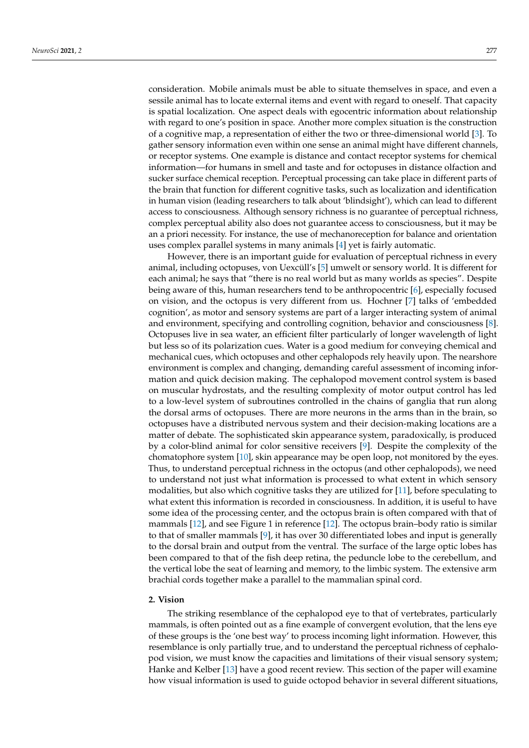consideration. Mobile animals must be able to situate themselves in space, and even a sessile animal has to locate external items and event with regard to oneself. That capacity is spatial localization. One aspect deals with egocentric information about relationship with regard to one's position in space. Another more complex situation is the construction of a cognitive map, a representation of either the two or three-dimensional world [3]. To gather sensory information even within one sense an animal might have different channels, or receptor systems. One example is distance and contact receptor systems for chemical information—for humans in smell and taste and for octopuses in distance olfaction and sucker surface chemical reception. Perceptual processing can take place in different parts of the brain that function for different cognitive tasks, such as localization and identification in human vision (leading researchers to talk about 'blindsight'), which can lead to different access to consciousness. Although sensory richness is no guarantee of perceptual richness, complex perceptual ability also does not guarantee access to consciousness, but it may be an a priori necessity. For instance, the use of mechanoreception for balance and orientation uses complex parallel systems in many animals [4] yet is fairly automatic.

However, there is an important guide for evaluation of perceptual richness in every animal, including octopuses, von Uexcüll's [5] umwelt or sensory world. It is different for each animal; he says that "there is no real world but as many worlds as species". Despite being aware of this, human researchers tend to be anthropocentric [6], especially focused on vision, and the octopus is very different from us. Hochner [7] talks of 'embedded cognition', as motor and sensory systems are part of a larger interacting system of animal and environment, specifying and controlling cognition, behavior and consciousness [8]. Octopuses live in sea water, an efficient filter particularly of longer wavelength of light but less so of its polarization cues. Water is a good medium for conveying chemical and mechanical cues, which octopuses and other cephalopods rely heavily upon. The nearshore environment is complex and changing, demanding careful assessment of incoming information and quick decision making. The cephalopod movement control system is based on muscular hydrostats, and the resulting complexity of motor output control has led to a low-level system of subroutines controlled in the chains of ganglia that run along the dorsal arms of octopuses. There are more neurons in the arms than in the brain, so octopuses have a distributed nervous system and their decision-making locations are a matter of debate. The sophisticated skin appearance system, paradoxically, is produced by a color-blind animal for color sensitive receivers [9]. Despite the complexity of the chomatophore system [10], skin appearance may be open loop, not monitored by the eyes. Thus, to understand perceptual richness in the octopus (and other cephalopods), we need to understand not just what information is processed to what extent in which sensory modalities, but also which cognitive tasks they are utilized for [11], before speculating to what extent this information is recorded in consciousness. In addition, it is useful to have some idea of the processing center, and the octopus brain is often compared with that of mammals [12], and see Figure 1 in reference [12]. The octopus brain–body ratio is similar to that of smaller mammals [9], it has over 30 differentiated lobes and input is generally to the dorsal brain and output from the ventral. The surface of the large optic lobes has been compared to that of the fish deep retina, the peduncle lobe to the cerebellum, and the vertical lobe the seat of learning and memory, to the limbic system. The extensive arm brachial cords together make a parallel to the mammalian spinal cord.

## 2. Vision

The striking resemblance of the cephalopod eye to that of vertebrates, particularly mammals, is often pointed out as a fine example of convergent evolution, that the lens eye of these groups is the 'one best way' to process incoming light information. However, this resemblance is only partially true, and to understand the perceptual richness of cephalopod vision, we must know the capacities and limitations of their visual sensory system; Hanke and Kelber [13] have a good recent review. This section of the paper will examine how visual information is used to guide octopod behavior in several different situations,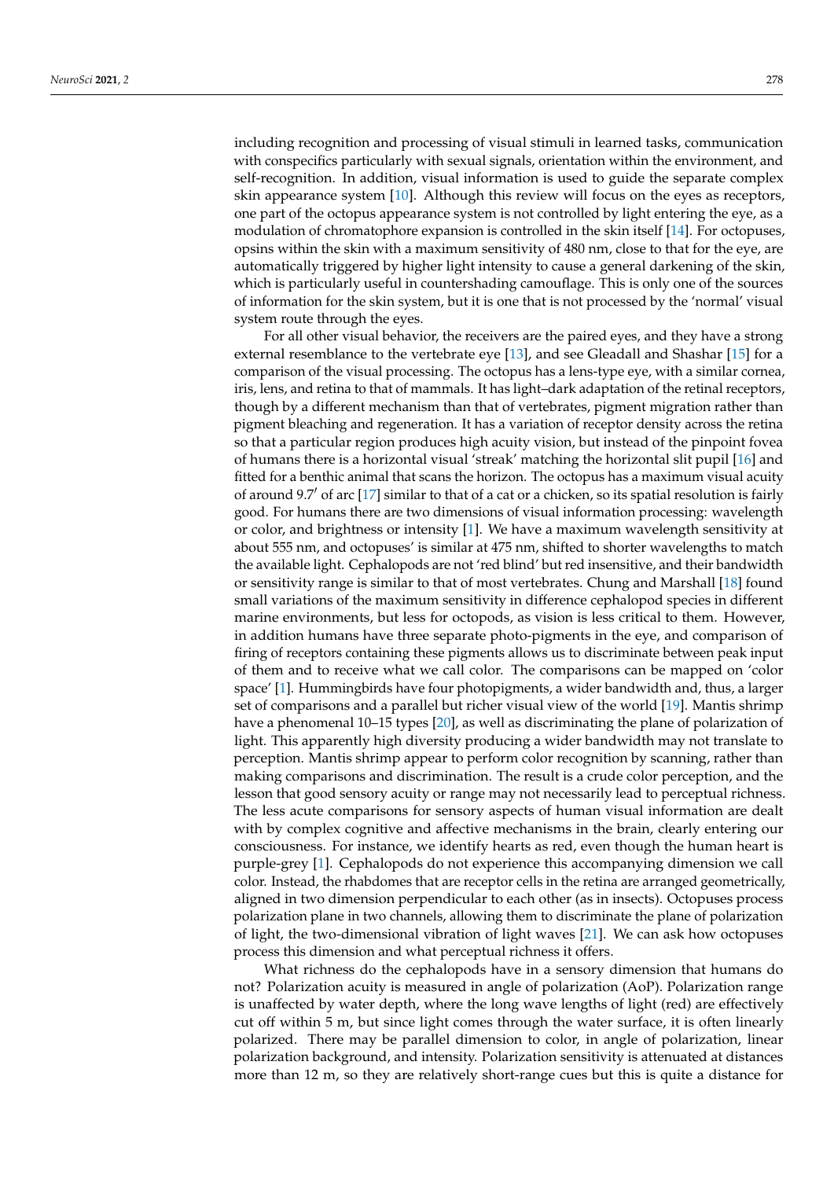including recognition and processing of visual stimuli in learned tasks, communication with conspecifics particularly with sexual signals, orientation within the environment, and self-recognition. In addition, visual information is used to guide the separate complex skin appearance system [10]. Although this review will focus on the eyes as receptors, one part of the octopus appearance system is not controlled by light entering the eye, as a modulation of chromatophore expansion is controlled in the skin itself [14]. For octopuses, opsins within the skin with a maximum sensitivity of 480 nm, close to that for the eye, are automatically triggered by higher light intensity to cause a general darkening of the skin, which is particularly useful in countershading camouflage. This is only one of the sources of information for the skin system, but it is one that is not processed by the 'normal' visual system route through the eyes.

For all other visual behavior, the receivers are the paired eyes, and they have a strong external resemblance to the vertebrate eye [13], and see Gleadall and Shashar [15] for a comparison of the visual processing. The octopus has a lens-type eye, with a similar cornea, iris, lens, and retina to that of mammals. It has light–dark adaptation of the retinal receptors, though by a different mechanism than that of vertebrates, pigment migration rather than pigment bleaching and regeneration. It has a variation of receptor density across the retina so that a particular region produces high acuity vision, but instead of the pinpoint fovea of humans there is a horizontal visual 'streak' matching the horizontal slit pupil [16] and fitted for a benthic animal that scans the horizon. The octopus has a maximum visual acuity of around 9.7′ of arc [17] similar to that of a cat or a chicken, so its spatial resolution is fairly good. For humans there are two dimensions of visual information processing: wavelength or color, and brightness or intensity [1]. We have a maximum wavelength sensitivity at about 555 nm, and octopuses' is similar at 475 nm, shifted to shorter wavelengths to match the available light. Cephalopods are not 'red blind' but red insensitive, and their bandwidth or sensitivity range is similar to that of most vertebrates. Chung and Marshall [18] found small variations of the maximum sensitivity in difference cephalopod species in different marine environments, but less for octopods, as vision is less critical to them. However, in addition humans have three separate photo-pigments in the eye, and comparison of firing of receptors containing these pigments allows us to discriminate between peak input of them and to receive what we call color. The comparisons can be mapped on 'color space' [1]. Hummingbirds have four photopigments, a wider bandwidth and, thus, a larger set of comparisons and a parallel but richer visual view of the world [19]. Mantis shrimp have a phenomenal 10–15 types [20], as well as discriminating the plane of polarization of light. This apparently high diversity producing a wider bandwidth may not translate to perception. Mantis shrimp appear to perform color recognition by scanning, rather than making comparisons and discrimination. The result is a crude color perception, and the lesson that good sensory acuity or range may not necessarily lead to perceptual richness. The less acute comparisons for sensory aspects of human visual information are dealt with by complex cognitive and affective mechanisms in the brain, clearly entering our consciousness. For instance, we identify hearts as red, even though the human heart is purple-grey [1]. Cephalopods do not experience this accompanying dimension we call color. Instead, the rhabdomes that are receptor cells in the retina are arranged geometrically, aligned in two dimension perpendicular to each other (as in insects). Octopuses process polarization plane in two channels, allowing them to discriminate the plane of polarization of light, the two-dimensional vibration of light waves [21]. We can ask how octopuses process this dimension and what perceptual richness it offers.

What richness do the cephalopods have in a sensory dimension that humans do not? Polarization acuity is measured in angle of polarization (AoP). Polarization range is unaffected by water depth, where the long wave lengths of light (red) are effectively cut off within 5 m, but since light comes through the water surface, it is often linearly polarized. There may be parallel dimension to color, in angle of polarization, linear polarization background, and intensity. Polarization sensitivity is attenuated at distances more than 12 m, so they are relatively short-range cues but this is quite a distance for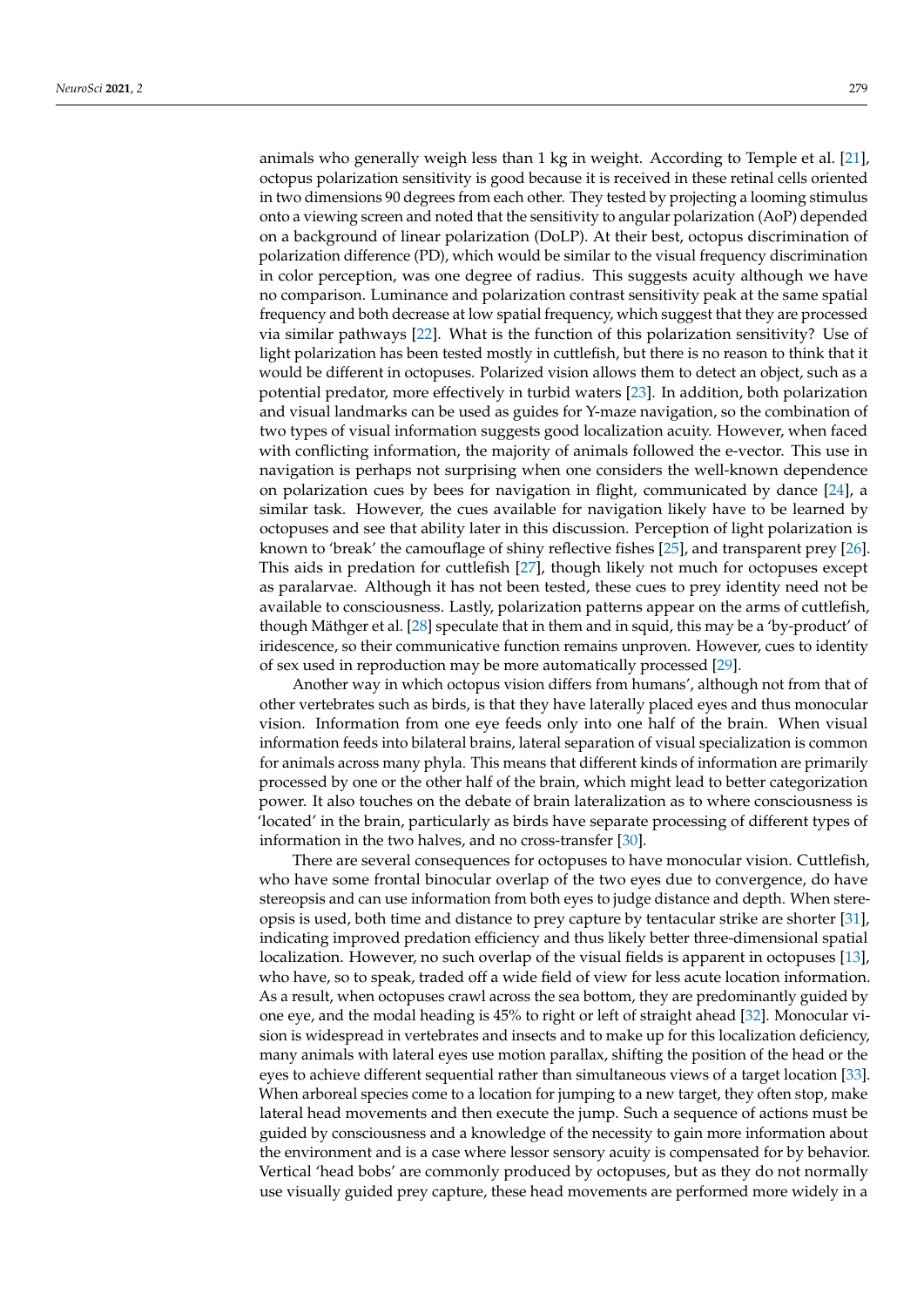animals who generally weigh less than 1 kg in weight. According to Temple et al. [21], octopus polarization sensitivity is good because it is received in these retinal cells oriented in two dimensions 90 degrees from each other. They tested by projecting a looming stimulus onto a viewing screen and noted that the sensitivity to angular polarization (AoP) depended on a background of linear polarization (DoLP). At their best, octopus discrimination of polarization difference (PD), which would be similar to the visual frequency discrimination in color perception, was one degree of radius. This suggests acuity although we have no comparison. Luminance and polarization contrast sensitivity peak at the same spatial frequency and both decrease at low spatial frequency, which suggest that they are processed via similar pathways [22]. What is the function of this polarization sensitivity? Use of light polarization has been tested mostly in cuttlefish, but there is no reason to think that it would be different in octopuses. Polarized vision allows them to detect an object, such as a potential predator, more effectively in turbid waters [23]. In addition, both polarization and visual landmarks can be used as guides for Y-maze navigation, so the combination of two types of visual information suggests good localization acuity. However, when faced with conflicting information, the majority of animals followed the e-vector. This use in navigation is perhaps not surprising when one considers the well-known dependence on polarization cues by bees for navigation in flight, communicated by dance [24], a similar task. However, the cues available for navigation likely have to be learned by octopuses and see that ability later in this discussion. Perception of light polarization is known to 'break' the camouflage of shiny reflective fishes [25], and transparent prey [26]. This aids in predation for cuttlefish [27], though likely not much for octopuses except as paralarvae. Although it has not been tested, these cues to prey identity need not be available to consciousness. Lastly, polarization patterns appear on the arms of cuttlefish, though Mäthger et al. [28] speculate that in them and in squid, this may be a 'by-product' of iridescence, so their communicative function remains unproven. However, cues to identity of sex used in reproduction may be more automatically processed [29].

Another way in which octopus vision differs from humans', although not from that of other vertebrates such as birds, is that they have laterally placed eyes and thus monocular vision. Information from one eye feeds only into one half of the brain. When visual information feeds into bilateral brains, lateral separation of visual specialization is common for animals across many phyla. This means that different kinds of information are primarily processed by one or the other half of the brain, which might lead to better categorization power. It also touches on the debate of brain lateralization as to where consciousness is 'located' in the brain, particularly as birds have separate processing of different types of information in the two halves, and no cross-transfer [30].

There are several consequences for octopuses to have monocular vision. Cuttlefish, who have some frontal binocular overlap of the two eyes due to convergence, do have stereopsis and can use information from both eyes to judge distance and depth. When stereopsis is used, both time and distance to prey capture by tentacular strike are shorter [31], indicating improved predation efficiency and thus likely better three-dimensional spatial localization. However, no such overlap of the visual fields is apparent in octopuses [13], who have, so to speak, traded off a wide field of view for less acute location information. As a result, when octopuses crawl across the sea bottom, they are predominantly guided by one eye, and the modal heading is 45% to right or left of straight ahead [32]. Monocular vision is widespread in vertebrates and insects and to make up for this localization deficiency, many animals with lateral eyes use motion parallax, shifting the position of the head or the eyes to achieve different sequential rather than simultaneous views of a target location [33]. When arboreal species come to a location for jumping to a new target, they often stop, make lateral head movements and then execute the jump. Such a sequence of actions must be guided by consciousness and a knowledge of the necessity to gain more information about the environment and is a case where lessor sensory acuity is compensated for by behavior. Vertical 'head bobs' are commonly produced by octopuses, but as they do not normally use visually guided prey capture, these head movements are performed more widely in a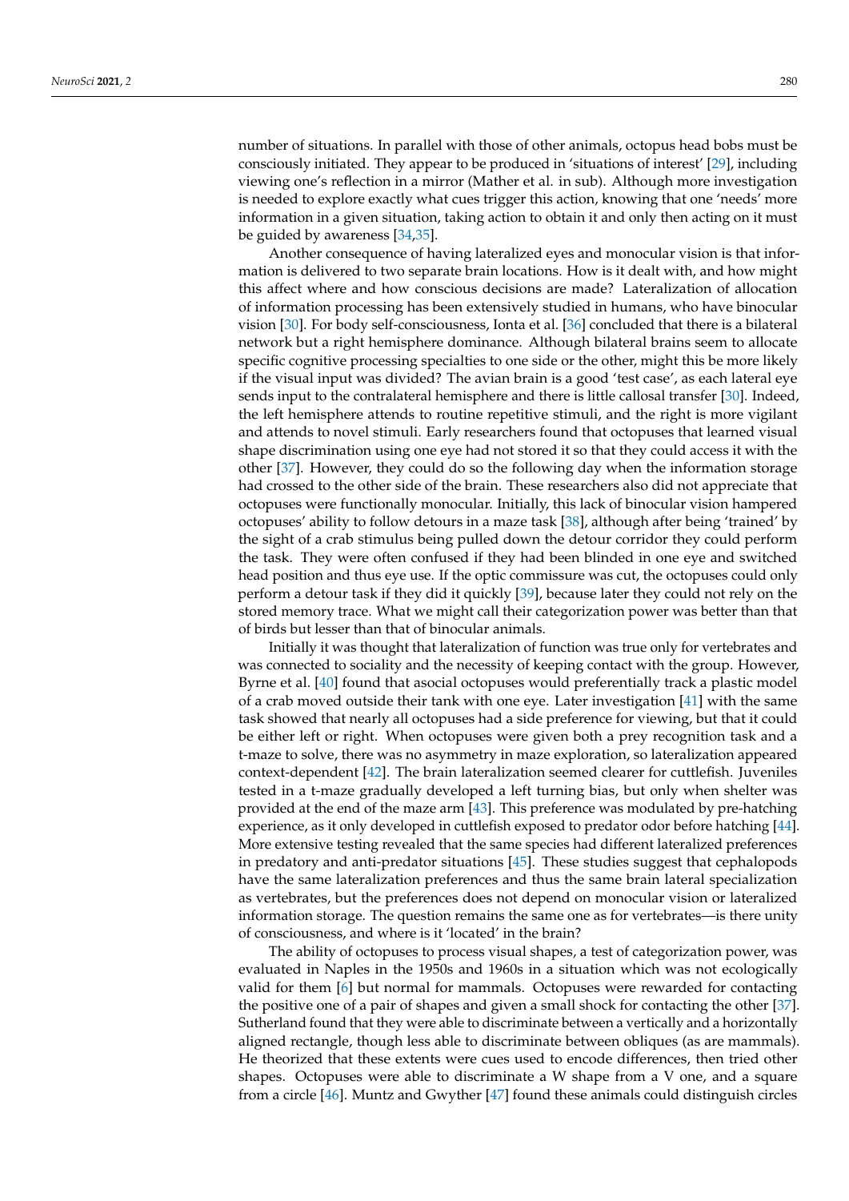number of situations. In parallel with those of other animals, octopus head bobs must be consciously initiated. They appear to be produced in 'situations of interest' [29], including viewing one's reflection in a mirror (Mather et al. in sub). Although more investigation is needed to explore exactly what cues trigger this action, knowing that one 'needs' more information in a given situation, taking action to obtain it and only then acting on it must be guided by awareness [34,35].

Another consequence of having lateralized eyes and monocular vision is that information is delivered to two separate brain locations. How is it dealt with, and how might this affect where and how conscious decisions are made? Lateralization of allocation of information processing has been extensively studied in humans, who have binocular vision [30]. For body self-consciousness, Ionta et al. [36] concluded that there is a bilateral network but a right hemisphere dominance. Although bilateral brains seem to allocate specific cognitive processing specialties to one side or the other, might this be more likely if the visual input was divided? The avian brain is a good 'test case', as each lateral eye sends input to the contralateral hemisphere and there is little callosal transfer [30]. Indeed, the left hemisphere attends to routine repetitive stimuli, and the right is more vigilant and attends to novel stimuli. Early researchers found that octopuses that learned visual shape discrimination using one eye had not stored it so that they could access it with the other [37]. However, they could do so the following day when the information storage had crossed to the other side of the brain. These researchers also did not appreciate that octopuses were functionally monocular. Initially, this lack of binocular vision hampered octopuses' ability to follow detours in a maze task [38], although after being 'trained' by the sight of a crab stimulus being pulled down the detour corridor they could perform the task. They were often confused if they had been blinded in one eye and switched head position and thus eye use. If the optic commissure was cut, the octopuses could only perform a detour task if they did it quickly [39], because later they could not rely on the stored memory trace. What we might call their categorization power was better than that of birds but lesser than that of binocular animals.

Initially it was thought that lateralization of function was true only for vertebrates and was connected to sociality and the necessity of keeping contact with the group. However, Byrne et al. [40] found that asocial octopuses would preferentially track a plastic model of a crab moved outside their tank with one eye. Later investigation [41] with the same task showed that nearly all octopuses had a side preference for viewing, but that it could be either left or right. When octopuses were given both a prey recognition task and a t-maze to solve, there was no asymmetry in maze exploration, so lateralization appeared context-dependent [42]. The brain lateralization seemed clearer for cuttlefish. Juveniles tested in a t-maze gradually developed a left turning bias, but only when shelter was provided at the end of the maze arm [43]. This preference was modulated by pre-hatching experience, as it only developed in cuttlefish exposed to predator odor before hatching [44]. More extensive testing revealed that the same species had different lateralized preferences in predatory and anti-predator situations [45]. These studies suggest that cephalopods have the same lateralization preferences and thus the same brain lateral specialization as vertebrates, but the preferences does not depend on monocular vision or lateralized information storage. The question remains the same one as for vertebrates—is there unity of consciousness, and where is it 'located' in the brain?

The ability of octopuses to process visual shapes, a test of categorization power, was evaluated in Naples in the 1950s and 1960s in a situation which was not ecologically valid for them [6] but normal for mammals. Octopuses were rewarded for contacting the positive one of a pair of shapes and given a small shock for contacting the other [37]. Sutherland found that they were able to discriminate between a vertically and a horizontally aligned rectangle, though less able to discriminate between obliques (as are mammals). He theorized that these extents were cues used to encode differences, then tried other shapes. Octopuses were able to discriminate a W shape from a V one, and a square from a circle [46]. Muntz and Gwyther [47] found these animals could distinguish circles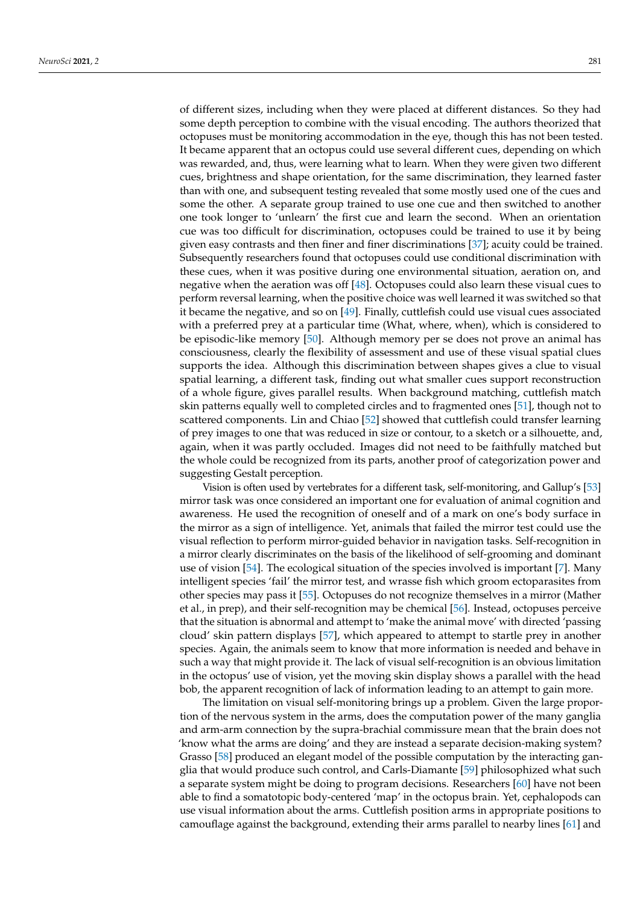of different sizes, including when they were placed at different distances. So they had some depth perception to combine with the visual encoding. The authors theorized that octopuses must be monitoring accommodation in the eye, though this has not been tested. It became apparent that an octopus could use several different cues, depending on which was rewarded, and, thus, were learning what to learn. When they were given two different cues, brightness and shape orientation, for the same discrimination, they learned faster than with one, and subsequent testing revealed that some mostly used one of the cues and some the other. A separate group trained to use one cue and then switched to another one took longer to 'unlearn' the first cue and learn the second. When an orientation cue was too difficult for discrimination, octopuses could be trained to use it by being given easy contrasts and then finer and finer discriminations [37]; acuity could be trained. Subsequently researchers found that octopuses could use conditional discrimination with these cues, when it was positive during one environmental situation, aeration on, and negative when the aeration was off [48]. Octopuses could also learn these visual cues to perform reversal learning, when the positive choice was well learned it was switched so that it became the negative, and so on [49]. Finally, cuttlefish could use visual cues associated with a preferred prey at a particular time (What, where, when), which is considered to be episodic-like memory [50]. Although memory per se does not prove an animal has consciousness, clearly the flexibility of assessment and use of these visual spatial clues supports the idea. Although this discrimination between shapes gives a clue to visual spatial learning, a different task, finding out what smaller cues support reconstruction of a whole figure, gives parallel results. When background matching, cuttlefish match skin patterns equally well to completed circles and to fragmented ones [51], though not to scattered components. Lin and Chiao [52] showed that cuttlefish could transfer learning of prey images to one that was reduced in size or contour, to a sketch or a silhouette, and, again, when it was partly occluded. Images did not need to be faithfully matched but the whole could be recognized from its parts, another proof of categorization power and suggesting Gestalt perception.

Vision is often used by vertebrates for a different task, self-monitoring, and Gallup's [53] mirror task was once considered an important one for evaluation of animal cognition and awareness. He used the recognition of oneself and of a mark on one's body surface in the mirror as a sign of intelligence. Yet, animals that failed the mirror test could use the visual reflection to perform mirror-guided behavior in navigation tasks. Self-recognition in a mirror clearly discriminates on the basis of the likelihood of self-grooming and dominant use of vision [54]. The ecological situation of the species involved is important [7]. Many intelligent species 'fail' the mirror test, and wrasse fish which groom ectoparasites from other species may pass it [55]. Octopuses do not recognize themselves in a mirror (Mather et al., in prep), and their self-recognition may be chemical [56]. Instead, octopuses perceive that the situation is abnormal and attempt to 'make the animal move' with directed 'passing cloud' skin pattern displays [57], which appeared to attempt to startle prey in another species. Again, the animals seem to know that more information is needed and behave in such a way that might provide it. The lack of visual self-recognition is an obvious limitation in the octopus' use of vision, yet the moving skin display shows a parallel with the head bob, the apparent recognition of lack of information leading to an attempt to gain more.

The limitation on visual self-monitoring brings up a problem. Given the large proportion of the nervous system in the arms, does the computation power of the many ganglia and arm-arm connection by the supra-brachial commissure mean that the brain does not 'know what the arms are doing' and they are instead a separate decision-making system? Grasso [58] produced an elegant model of the possible computation by the interacting ganglia that would produce such control, and Carls-Diamante [59] philosophized what such a separate system might be doing to program decisions. Researchers [60] have not been able to find a somatotopic body-centered 'map' in the octopus brain. Yet, cephalopods can use visual information about the arms. Cuttlefish position arms in appropriate positions to camouflage against the background, extending their arms parallel to nearby lines [61] and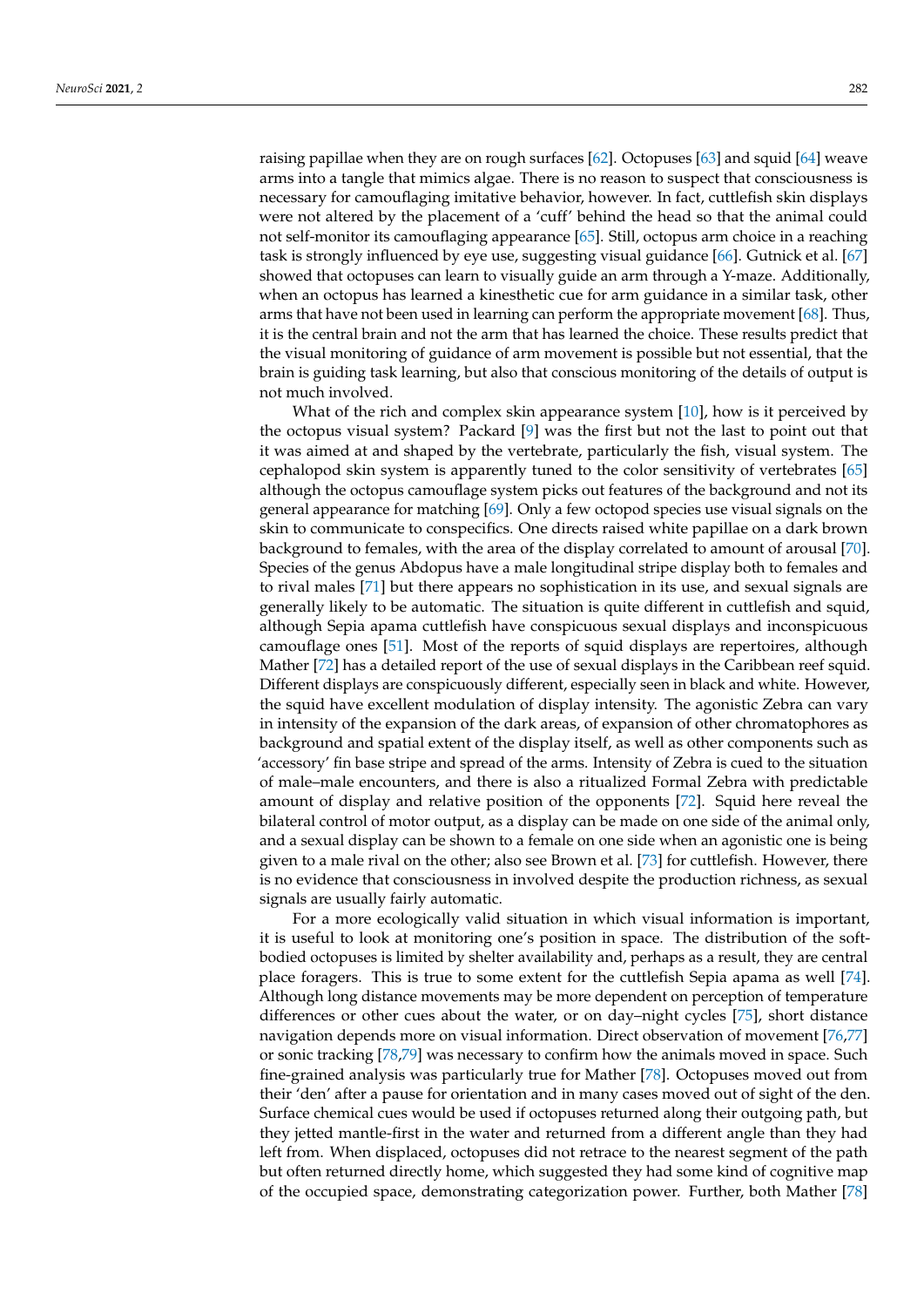raising papillae when they are on rough surfaces [62]. Octopuses [63] and squid [64] weave arms into a tangle that mimics algae. There is no reason to suspect that consciousness is necessary for camouflaging imitative behavior, however. In fact, cuttlefish skin displays were not altered by the placement of a 'cuff' behind the head so that the animal could not self-monitor its camouflaging appearance [65]. Still, octopus arm choice in a reaching task is strongly influenced by eye use, suggesting visual guidance [66]. Gutnick et al. [67] showed that octopuses can learn to visually guide an arm through a Y-maze. Additionally, when an octopus has learned a kinesthetic cue for arm guidance in a similar task, other arms that have not been used in learning can perform the appropriate movement [68]. Thus, it is the central brain and not the arm that has learned the choice. These results predict that the visual monitoring of guidance of arm movement is possible but not essential, that the brain is guiding task learning, but also that conscious monitoring of the details of output is not much involved.

What of the rich and complex skin appearance system [10], how is it perceived by the octopus visual system? Packard [9] was the first but not the last to point out that it was aimed at and shaped by the vertebrate, particularly the fish, visual system. The cephalopod skin system is apparently tuned to the color sensitivity of vertebrates [65] although the octopus camouflage system picks out features of the background and not its general appearance for matching [69]. Only a few octopod species use visual signals on the skin to communicate to conspecifics. One directs raised white papillae on a dark brown background to females, with the area of the display correlated to amount of arousal [70]. Species of the genus Abdopus have a male longitudinal stripe display both to females and to rival males [71] but there appears no sophistication in its use, and sexual signals are generally likely to be automatic. The situation is quite different in cuttlefish and squid, although Sepia apama cuttlefish have conspicuous sexual displays and inconspicuous camouflage ones [51]. Most of the reports of squid displays are repertoires, although Mather [72] has a detailed report of the use of sexual displays in the Caribbean reef squid. Different displays are conspicuously different, especially seen in black and white. However, the squid have excellent modulation of display intensity. The agonistic Zebra can vary in intensity of the expansion of the dark areas, of expansion of other chromatophores as background and spatial extent of the display itself, as well as other components such as 'accessory' fin base stripe and spread of the arms. Intensity of Zebra is cued to the situation of male–male encounters, and there is also a ritualized Formal Zebra with predictable amount of display and relative position of the opponents [72]. Squid here reveal the bilateral control of motor output, as a display can be made on one side of the animal only, and a sexual display can be shown to a female on one side when an agonistic one is being given to a male rival on the other; also see Brown et al. [73] for cuttlefish. However, there is no evidence that consciousness in involved despite the production richness, as sexual signals are usually fairly automatic.

For a more ecologically valid situation in which visual information is important, it is useful to look at monitoring one's position in space. The distribution of the soft-bodied octopuses is limited by shelter availability and, perhaps as a result, they are central place foragers. This is true to some extent for the cuttlefish Sepia apama as well [74]. Although long distance movements may be more dependent on perception of temperature differences or other cues about the water, or on day–night cycles [75], short distance navigation depends more on visual information. Direct observation of movement [76,77] or sonic tracking [78,79] was necessary to confirm how the animals moved in space. Such fine-grained analysis was particularly true for Mather [78]. Octopuses moved out from their 'den' after a pause for orientation and in many cases moved out of sight of the den. Surface chemical cues would be used if octopuses returned along their outgoing path, but they jetted mantle-first in the water and returned from a different angle than they had left from. When displaced, octopuses did not retrace to the nearest segment of the path but often returned directly home, which suggested they had some kind of cognitive map of the occupied space, demonstrating categorization power. Further, both Mather [78]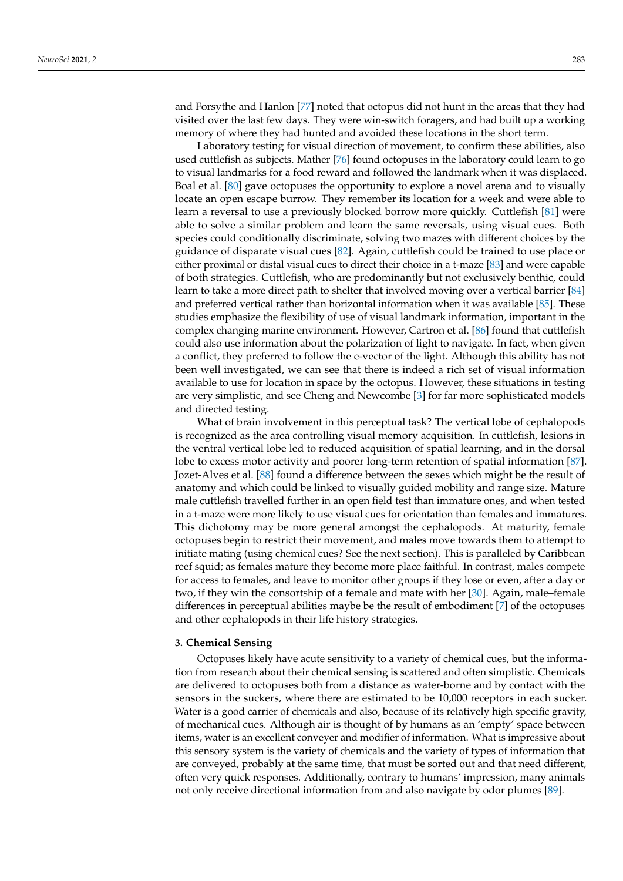and Forsythe and Hanlon [77] noted that octopus did not hunt in the areas that they had visited over the last few days. They were win-switch foragers, and had built up a working memory of where they had hunted and avoided these locations in the short term.

Laboratory testing for visual direction of movement, to confirm these abilities, also used cuttlefish as subjects. Mather [76] found octopuses in the laboratory could learn to go to visual landmarks for a food reward and followed the landmark when it was displaced. Boal et al. [80] gave octopuses the opportunity to explore a novel arena and to visually locate an open escape burrow. They remember its location for a week and were able to learn a reversal to use a previously blocked borrow more quickly. Cuttlefish [81] were able to solve a similar problem and learn the same reversals, using visual cues. Both species could conditionally discriminate, solving two mazes with different choices by the guidance of disparate visual cues [82]. Again, cuttlefish could be trained to use place or either proximal or distal visual cues to direct their choice in a t-maze [83] and were capable of both strategies. Cuttlefish, who are predominantly but not exclusively benthic, could learn to take a more direct path to shelter that involved moving over a vertical barrier [84] and preferred vertical rather than horizontal information when it was available [85]. These studies emphasize the flexibility of use of visual landmark information, important in the complex changing marine environment. However, Cartron et al. [86] found that cuttlefish could also use information about the polarization of light to navigate. In fact, when given a conflict, they preferred to follow the e-vector of the light. Although this ability has not been well investigated, we can see that there is indeed a rich set of visual information available to use for location in space by the octopus. However, these situations in testing are very simplistic, and see Cheng and Newcombe [3] for far more sophisticated models and directed testing.

What of brain involvement in this perceptual task? The vertical lobe of cephalopods is recognized as the area controlling visual memory acquisition. In cuttlefish, lesions in the ventral vertical lobe led to reduced acquisition of spatial learning, and in the dorsal lobe to excess motor activity and poorer long-term retention of spatial information [87]. Jozet-Alves et al. [88] found a difference between the sexes which might be the result of anatomy and which could be linked to visually guided mobility and range size. Mature male cuttlefish travelled further in an open field test than immature ones, and when tested in a t-maze were more likely to use visual cues for orientation than females and immatures. This dichotomy may be more general amongst the cephalopods. At maturity, female octopuses begin to restrict their movement, and males move towards them to attempt to initiate mating (using chemical cues? See the next section). This is paralleled by Caribbean reef squid; as females mature they become more place faithful. In contrast, males compete for access to females, and leave to monitor other groups if they lose or even, after a day or two, if they win the consortship of a female and mate with her [30]. Again, male–female differences in perceptual abilities maybe be the result of embodiment [7] of the octopuses and other cephalopods in their life history strategies.

## 3. Chemical Sensing

Octopuses likely have acute sensitivity to a variety of chemical cues, but the information from research about their chemical sensing is scattered and often simplistic. Chemicals are delivered to octopuses both from a distance as water-borne and by contact with the sensors in the suckers, where there are estimated to be 10,000 receptors in each sucker. Water is a good carrier of chemicals and also, because of its relatively high specific gravity, of mechanical cues. Although air is thought of by humans as an 'empty' space between items, water is an excellent conveyer and modifier of information. What is impressive about this sensory system is the variety of chemicals and the variety of types of information that are conveyed, probably at the same time, that must be sorted out and that need different, often very quick responses. Additionally, contrary to humans' impression, many animals not only receive directional information from and also navigate by odor plumes [89].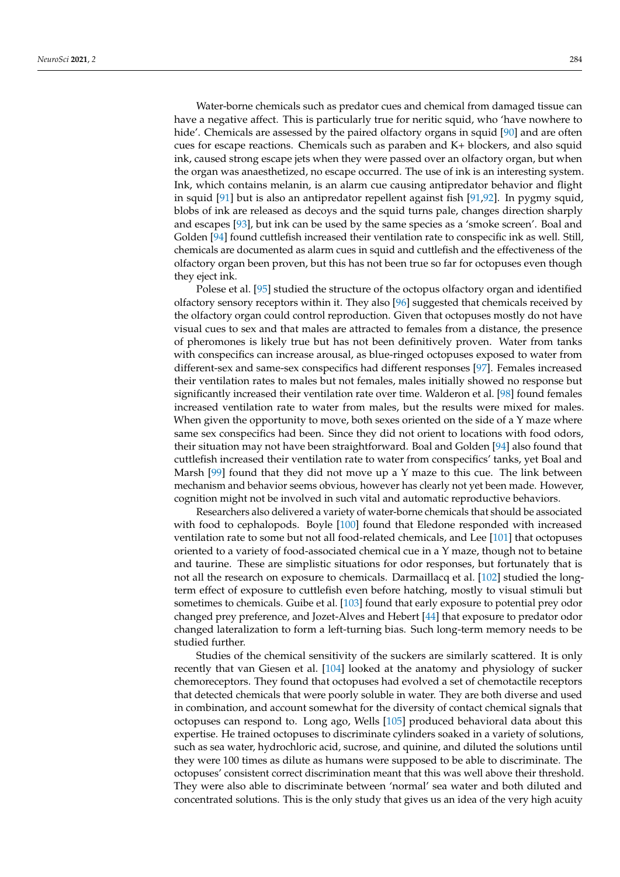Water-borne chemicals such as predator cues and chemical from damaged tissue can have a negative affect. This is particularly true for neritic squid, who 'have nowhere to hide'. Chemicals are assessed by the paired olfactory organs in squid [90] and are often cues for escape reactions. Chemicals such as paraben and K+ blockers, and also squid ink, caused strong escape jets when they were passed over an olfactory organ, but when the organ was anaesthetized, no escape occurred. The use of ink is an interesting system. Ink, which contains melanin, is an alarm cue causing antipredator behavior and flight in squid [91] but is also an antipredator repellent against fish [91,92]. In pygmy squid, blobs of ink are released as decoys and the squid turns pale, changes direction sharply and escapes [93], but ink can be used by the same species as a 'smoke screen'. Boal and Golden [94] found cuttlefish increased their ventilation rate to conspecific ink as well. Still, chemicals are documented as alarm cues in squid and cuttlefish and the effectiveness of the olfactory organ been proven, but this has not been true so far for octopuses even though they eject ink.

Polese et al. [95] studied the structure of the octopus olfactory organ and identified olfactory sensory receptors within it. They also [96] suggested that chemicals received by the olfactory organ could control reproduction. Given that octopuses mostly do not have visual cues to sex and that males are attracted to females from a distance, the presence of pheromones is likely true but has not been definitively proven. Water from tanks with conspecifics can increase arousal, as blue-ringed octopuses exposed to water from different-sex and same-sex conspecifics had different responses [97]. Females increased their ventilation rates to males but not females, males initially showed no response but significantly increased their ventilation rate over time. Walderon et al. [98] found females increased ventilation rate to water from males, but the results were mixed for males. When given the opportunity to move, both sexes oriented on the side of a Y maze where same sex conspecifics had been. Since they did not orient to locations with food odors, their situation may not have been straightforward. Boal and Golden [94] also found that cuttlefish increased their ventilation rate to water from conspecifics' tanks, yet Boal and Marsh [99] found that they did not move up a Y maze to this cue. The link between mechanism and behavior seems obvious, however has clearly not yet been made. However, cognition might not be involved in such vital and automatic reproductive behaviors.

Researchers also delivered a variety of water-borne chemicals that should be associated with food to cephalopods. Boyle [100] found that Eledone responded with increased ventilation rate to some but not all food-related chemicals, and Lee [101] that octopuses oriented to a variety of food-associated chemical cue in a Y maze, though not to betaine and taurine. These are simplistic situations for odor responses, but fortunately that is not all the research on exposure to chemicals. Darmaillacq et al. [102] studied the long-term effect of exposure to cuttlefish even before hatching, mostly to visual stimuli but sometimes to chemicals. Guibe et al. [103] found that early exposure to potential prey odor changed prey preference, and Jozet-Alves and Hebert [44] that exposure to predator odor changed lateralization to form a left-turning bias. Such long-term memory needs to be studied further.

Studies of the chemical sensitivity of the suckers are similarly scattered. It is only recently that van Giesen et al. [104] looked at the anatomy and physiology of sucker chemoreceptors. They found that octopuses had evolved a set of chemotactile receptors that detected chemicals that were poorly soluble in water. They are both diverse and used in combination, and account somewhat for the diversity of contact chemical signals that octopuses can respond to. Long ago, Wells [105] produced behavioral data about this expertise. He trained octopuses to discriminate cylinders soaked in a variety of solutions, such as sea water, hydrochloric acid, sucrose, and quinine, and diluted the solutions until they were 100 times as dilute as humans were supposed to be able to discriminate. The octopuses' consistent correct discrimination meant that this was well above their threshold. They were also able to discriminate between 'normal' sea water and both diluted and concentrated solutions. This is the only study that gives us an idea of the very high acuity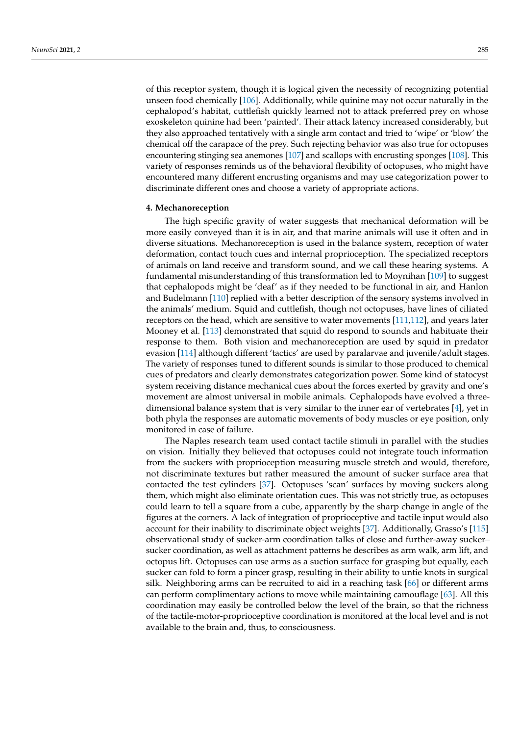of this receptor system, though it is logical given the necessity of recognizing potential unseen food chemically [106]. Additionally, while quinine may not occur naturally in the cephalopod's habitat, cuttlefish quickly learned not to attack preferred prey on whose exoskeleton quinine had been 'painted'. Their attack latency increased considerably, but they also approached tentatively with a single arm contact and tried to 'wipe' or 'blow' the chemical off the carapace of the prey. Such rejecting behavior was also true for octopuses encountering stinging sea anemones [107] and scallops with encrusting sponges [108]. This variety of responses reminds us of the behavioral flexibility of octopuses, who might have encountered many different encrusting organisms and may use categorization power to discriminate different ones and choose a variety of appropriate actions.

## 4. Mechanoreception

The high specific gravity of water suggests that mechanical deformation will be more easily conveyed than it is in air, and that marine animals will use it often and in diverse situations. Mechanoreception is used in the balance system, reception of water deformation, contact touch cues and internal proprioception. The specialized receptors of animals on land receive and transform sound, and we call these hearing systems. A fundamental misunderstanding of this transformation led to Moynihan [109] to suggest that cephalopods might be 'deaf' as if they needed to be functional in air, and Hanlon and Budelmann [110] replied with a better description of the sensory systems involved in the animals' medium. Squid and cuttlefish, though not octopuses, have lines of ciliated receptors on the head, which are sensitive to water movements [111,112], and years later Mooney et al. [113] demonstrated that squid do respond to sounds and habituate their response to them. Both vision and mechanoreception are used by squid in predator evasion [114] although different 'tactics' are used by paralarvae and juvenile/adult stages. The variety of responses tuned to different sounds is similar to those produced to chemical cues of predators and clearly demonstrates categorization power. Some kind of statocyst system receiving distance mechanical cues about the forces exerted by gravity and one's movement are almost universal in mobile animals. Cephalopods have evolved a three-dimensional balance system that is very similar to the inner ear of vertebrates [4], yet in both phyla the responses are automatic movements of body muscles or eye position, only monitored in case of failure.

The Naples research team used contact tactile stimuli in parallel with the studies on vision. Initially they believed that octopuses could not integrate touch information from the suckers with proprioception measuring muscle stretch and would, therefore, not discriminate textures but rather measured the amount of sucker surface area that contacted the test cylinders [37]. Octopuses 'scan' surfaces by moving suckers along them, which might also eliminate orientation cues. This was not strictly true, as octopuses could learn to tell a square from a cube, apparently by the sharp change in angle of the figures at the corners. A lack of integration of proprioceptive and tactile input would also account for their inability to discriminate object weights [37]. Additionally, Grasso's [115] observational study of sucker-arm coordination talks of close and further-away sucker–sucker coordination, as well as attachment patterns he describes as arm walk, arm lift, and octopus lift. Octopuses can use arms as a suction surface for grasping but equally, each sucker can fold to form a pincer grasp, resulting in their ability to untie knots in surgical silk. Neighboring arms can be recruited to aid in a reaching task [66] or different arms can perform complimentary actions to move while maintaining camouflage [63]. All this coordination may easily be controlled below the level of the brain, so that the richness of the tactile-motor-proprioceptive coordination is monitored at the local level and is not available to the brain and, thus, to consciousness.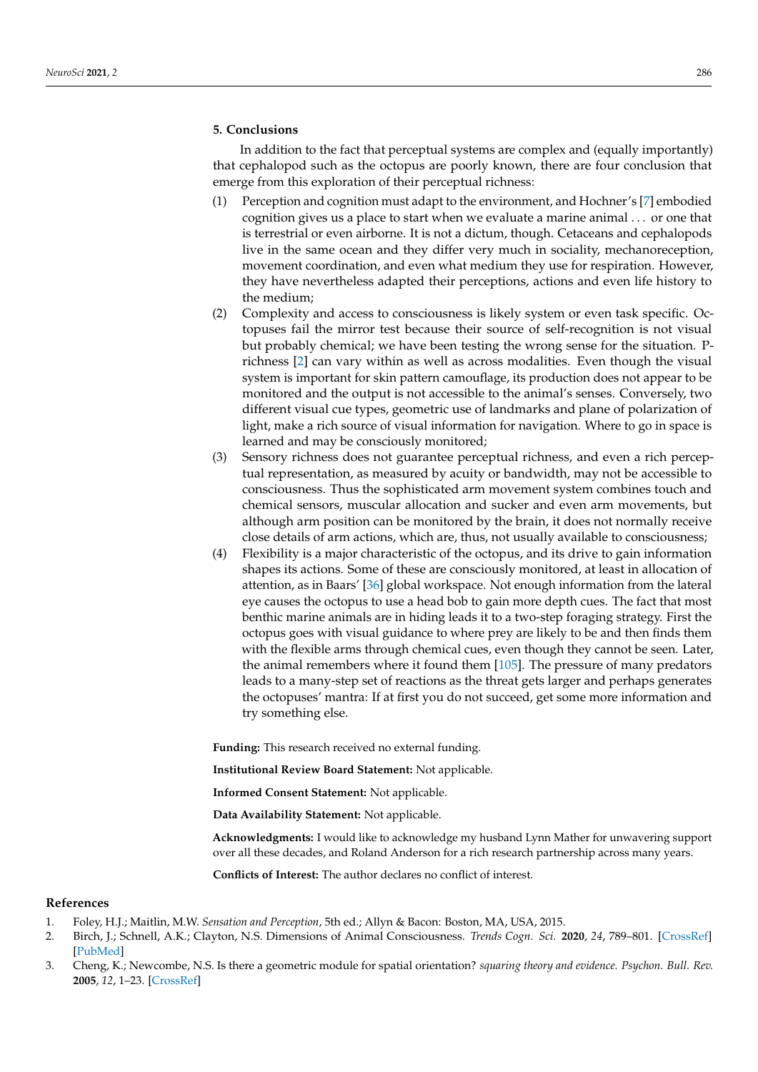## 5. Conclusions

In addition to the fact that perceptual systems are complex and (equally importantly) that cephalopod such as the octopus are poorly known, there are four conclusion that emerge from this exploration of their perceptual richness:

(1) Perception and cognition must adapt to the environment, and Hochner's [7] embodied cognition gives us a place to start when we evaluate a marine animal . . . or one that is terrestrial or even airborne. It is not a dictum, though. Cetaceans and cephalopods live in the same ocean and they differ very much in sociality, mechanoreception, movement coordination, and even what medium they use for respiration. However, they have nevertheless adapted their perceptions, actions and even life history to the medium;

(2) Complexity and access to consciousness is likely system or even task specific. Octopuses fail the mirror test because their source of self-recognition is not visual but probably chemical; we have been testing the wrong sense for the situation. P-richness [2] can vary within as well as across modalities. Even though the visual system is important for skin pattern camouflage, its production does not appear to be monitored and the output is not accessible to the animal's senses. Conversely, two different visual cue types, geometric use of landmarks and plane of polarization of light, make a rich source of visual information for navigation. Where to go in space is learned and may be consciously monitored;

(3) Sensory richness does not guarantee perceptual richness, and even a rich perceptual representation, as measured by acuity or bandwidth, may not be accessible to consciousness. Thus the sophisticated arm movement system combines touch and chemical sensors, muscular allocation and sucker and even arm movements, but although arm position can be monitored by the brain, it does not normally receive close details of arm actions, which are, thus, not usually available to consciousness;

(4) Flexibility is a major characteristic of the octopus, and its drive to gain information shapes its actions. Some of these are consciously monitored, at least in allocation of attention, as in Baars' [36] global workspace. Not enough information from the lateral eye causes the octopus to use a head bob to gain more depth cues. The fact that most benthic marine animals are in hiding leads it to a two-step foraging strategy. First the octopus goes with visual guidance to where prey are likely to be and then finds them with the flexible arms through chemical cues, even though they cannot be seen. Later, the animal remembers where it found them [105]. The pressure of many predators leads to a many-step set of reactions as the threat gets larger and perhaps generates the octopuses' mantra: If at first you do not succeed, get some more information and try something else.

**Funding:** This research received no external funding.

**Institutional Review Board Statement:** Not applicable.

**Informed Consent Statement:** Not applicable.

**Data Availability Statement:** Not applicable.

**Acknowledgments:** I would like to acknowledge my husband Lynn Mather for unwavering support over all these decades, and Roland Anderson for a rich research partnership across many years.

**Conflicts of Interest:** The author declares no conflict of interest.

## References

1. Foley, H.J.; Maitlin, M.W. *Sensation and Perception*, 5th ed.; Allyn & Bacon: Boston, MA, USA, 2015.
2. Birch, J.; Schnell, A.K.; Clayton, N.S. Dimensions of Animal Consciousness. *Trends Cogn. Sci.* **2020**, *24*, 789–801. [CrossRef] [PubMed]
3. Cheng, K.; Newcombe, N.S. Is there a geometric module for spatial orientation? *squaring theory and evidence. Psychon. Bull. Rev.* **2005**, *12*, 1–23. [CrossRef]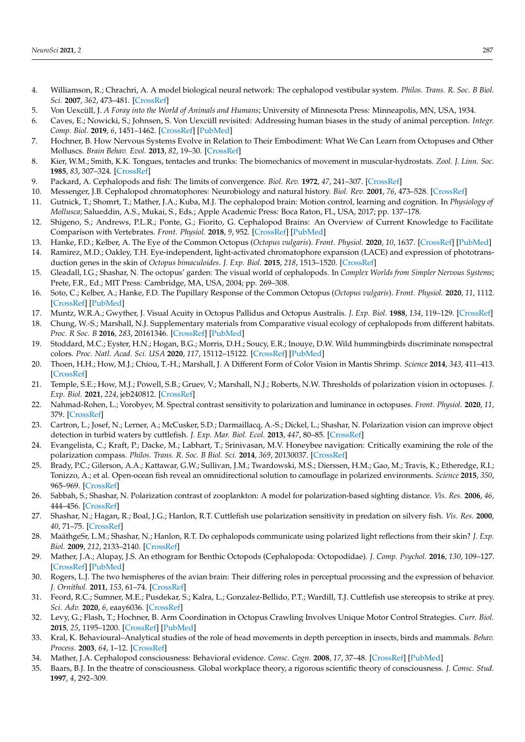4. Williamson, R.; Chrachri, A. A model biological neural network: The cephalopod vestibular system. *Philos. Trans. R. Soc. B Biol. Sci.* **2007**, *362*, 473–481. [CrossRef]
5. Von Uexcüll, J. *A Foray into the World of Animals and Humans*; University of Minnesota Press: Minneapolis, MN, USA, 1934.
6. Caves, E.; Nowicki, S.; Johnsen, S. Von Uexcüll revisited: Addressing human biases in the study of animal perception. *Integr. Comp. Biol.* **2019**, *6*, 1451–1462. [CrossRef] [PubMed]
7. Hochner, B. How Nervous Systems Evolve in Relation to Their Embodiment: What We Can Learn from Octopuses and Other Molluscs. *Brain Behav. Evol.* **2013**, *82*, 19–30. [CrossRef]
8. Kier, W.M.; Smith, K.K. Tongues, tentacles and trunks: The biomechanics of movement in muscular-hydrostats. *Zool. J. Linn. Soc.* **1985**, *83*, 307–324. [CrossRef]
9. Packard, A. Cephalopods and fish: The limits of convergence. *Biol. Rev.* **1972**, *47*, 241–307. [CrossRef]
10. Messenger, J.B. Cephalopod chromatophores: Neurobiology and natural history. *Biol. Rev.* **2001**, *76*, 473–528. [CrossRef]
11. Gutnick, T.; Shomrt, T.; Mather, J.A.; Kuba, M.J. The cephalopod brain: Motion control, learning and cognition. In *Physiology of Mollusca*; Salueddin, A.S., Mukai, S., Eds.; Apple Academic Press: Boca Raton, FL, USA, 2017; pp. 137–178.
12. Shigeno, S.; Andrews, P.L.R.; Ponte, G.; Fiorito, G. Cephalopod Brains: An Overview of Current Knowledge to Facilitate Comparison with Vertebrates. *Front. Physiol.* **2018**, *9*, 952. [CrossRef] [PubMed]
13. Hanke, F.D.; Kelber, A. The Eye of the Common Octopus (*Octopus vulgaris*). *Front. Physiol.* **2020**, *10*, 1637. [CrossRef] [PubMed]
14. Ramirez, M.D.; Oakley, T.H. Eye-independent, light-activated chromatophore expansion (LACE) and expression of phototransduction genes in the skin of *Octopus bimaculoides*. *J. Exp. Biol.* **2015**, *218*, 1513–1520. [CrossRef]
15. Gleadall, I.G.; Shashar, N. The octopus' garden: The visual world of cephalopods. In *Complex Worlds from Simpler Nervous Systems*; Prete, F.R., Ed.; MIT Press: Cambridge, MA, USA, 2004; pp. 269–308.
16. Soto, C.; Kelber, A.; Hanke, F.D. The Pupillary Response of the Common Octopus (*Octopus vulgaris*). *Front. Physiol.* **2020**, *11*, 1112. [CrossRef] [PubMed]
17. Muntz, W.R.A.; Gwyther, J. Visual Acuity in Octopus Pallidus and Octopus Australis. *J. Exp. Biol.* **1988**, *134*, 119–129. [CrossRef]
18. Chung, W.-S.; Marshall, N.J. Supplementary materials from Comparative visual ecology of cephalopods from different habitats. *Proc. R Soc. B* **2016**, *283*, 20161346. [CrossRef] [PubMed]
19. Stoddard, M.C.; Eyster, H.N.; Hogan, B.G.; Morris, D.H.; Soucy, E.R.; Inouye, D.W. Wild hummingbirds discriminate nonspectral colors. *Proc. Natl. Acad. Sci. USA* **2020**, *117*, 15112–15122. [CrossRef] [PubMed]
20. Thoen, H.H.; How, M.J.; Chiou, T.-H.; Marshall, J. A Different Form of Color Vision in Mantis Shrimp. *Science* **2014**, *343*, 411–413. [CrossRef]
21. Temple, S.E.; How, M.J.; Powell, S.B.; Gruev, V.; Marshall, N.J.; Roberts, N.W. Thresholds of polarization vision in octopuses. *J. Exp. Biol.* **2021**, *224*, jeb240812. [CrossRef]
22. Nahmad-Rohen, L.; Vorobyev, M. Spectral contrast sensitivity to polarization and luminance in octopuses. *Front. Physiol.* **2020**, *11*, 379. [CrossRef]
23. Cartron, L.; Josef, N.; Lerner, A.; McCusker, S.D.; Darmaillacq, A.-S.; Dickel, L.; Shashar, N. Polarization vision can improve object detection in turbid waters by cuttlefish. *J. Exp. Mar. Biol. Ecol.* **2013**, *447*, 80–85. [CrossRef]
24. Evangelista, C.; Kraft, P.; Dacke, M.; Labhart, T.; Srinivasan, M.V. Honeybee navigation: Critically examining the role of the polarization compass. *Philos. Trans. R. Soc. B Biol. Sci.* **2014**, *369*, 20130037. [CrossRef]
25. Brady, P.C.; Gilerson, A.A.; Kattawar, G.W.; Sullivan, J.M.; Twardowski, M.S.; Dierssen, H.M.; Gao, M.; Travis, K.; Etheredge, R.I.; Tonizzo, A.; et al. Open-ocean fish reveal an omnidirectional solution to camouflage in polarized environments. *Science* **2015**, *350*, 965–969. [CrossRef]
26. Sabbah, S.; Shashar, N. Polarization contrast of zooplankton: A model for polarization-based sighting distance. *Vis. Res.* **2006**, *46*, 444–456. [CrossRef]
27. Shashar, N.; Hagan, R.; Boal, J.G.; Hanlon, R.T. Cuttlefish use polarization sensitivity in predation on silvery fish. *Vis. Res.* **2000**, *40*, 71–75. [CrossRef]
28. MaäthgeSr, L.M.; Shashar, N.; Hanlon, R.T. Do cephalopods communicate using polarized light reflections from their skin? *J. Exp. Biol.* **2009**, *212*, 2133–2140. [CrossRef]
29. Mather, J.A.; Alupay, J.S. An ethogram for Benthic Octopods (Cephalopoda: Octopodidae). *J. Comp. Psychol.* **2016**, *130*, 109–127. [CrossRef] [PubMed]
30. Rogers, L.J. The two hemispheres of the avian brain: Their differing roles in perceptual processing and the expression of behavior. *J. Ornithol.* **2011**, *153*, 61–74. [CrossRef]
31. Feord, R.C.; Sumner, M.E.; Pusdekar, S.; Kalra, L.; Gonzalez-Bellido, P.T.; Wardill, T.J. Cuttlefish use stereopsis to strike at prey. *Sci. Adv.* **2020**, *6*, eaay6036. [CrossRef]
32. Levy, G.; Flash, T.; Hochner, B. Arm Coordination in Octopus Crawling Involves Unique Motor Control Strategies. *Curr. Biol.* **2015**, *25*, 1195–1200. [CrossRef] [PubMed]
33. Kral, K. Behavioural–Analytical studies of the role of head movements in depth perception in insects, birds and mammals. *Behav. Process.* **2003**, *64*, 1–12. [CrossRef]
34. Mather, J.A. Cephalopod consciousness: Behavioral evidence. *Consc. Cogn.* **2008**, *17*, 37–48. [CrossRef] [PubMed]
35. Baars, B.J. In the theatre of consciousness. Global workplace theory, a rigorous scientific theory of consciousness. *J. Consc. Stud.* **1997**, *4*, 292–309.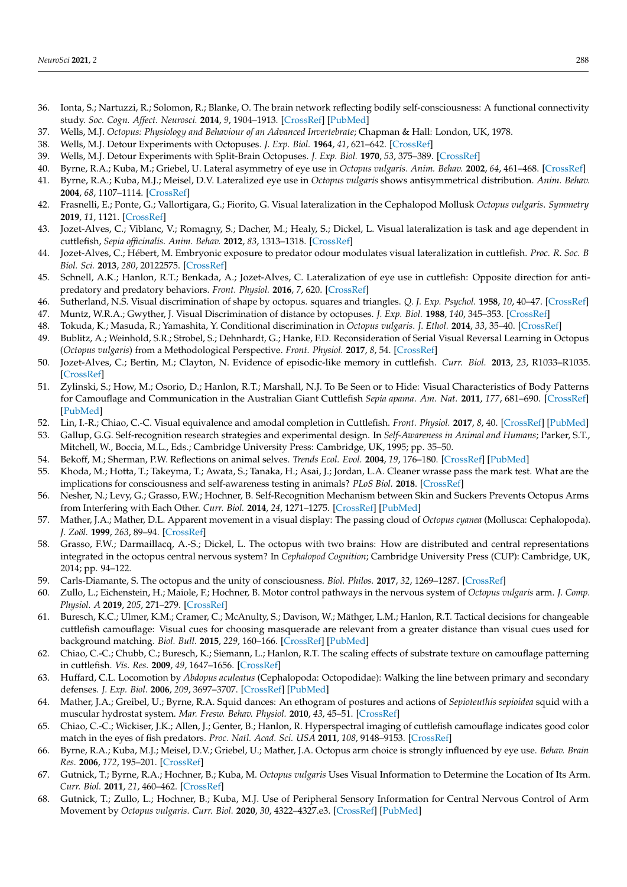36. Ionta, S.; Nartuzzi, R.; Solomon, R.; Blanke, O. The brain network reflecting bodily self-consciousness: A functional connectivity study. *Soc. Cogn. Affect. Neurosci.* **2014**, *9*, 1904–1913. [CrossRef] [PubMed]
37. Wells, M.J. *Octopus: Physiology and Behaviour of an Advanced Invertebrate*; Chapman & Hall: London, UK, 1978.
38. Wells, M.J. Detour Experiments with Octopuses. *J. Exp. Biol.* **1964**, *41*, 621–642. [CrossRef]
39. Wells, M.J. Detour Experiments with Split-Brain Octopuses. *J. Exp. Biol.* **1970**, *53*, 375–389. [CrossRef]
40. Byrne, R.A.; Kuba, M.; Griebel, U. Lateral asymmetry of eye use in *Octopus vulgaris*. *Anim. Behav.* **2002**, *64*, 461–468. [CrossRef]
41. Byrne, R.A.; Kuba, M.J.; Meisel, D.V. Lateralized eye use in *Octopus vulgaris* shows antisymmetrical distribution. *Anim. Behav.* **2004**, *68*, 1107–1114. [CrossRef]
42. Frasnelli, E.; Ponte, G.; Vallortigara, G.; Fiorito, G. Visual lateralization in the Cephalopod Mollusk *Octopus vulgaris*. *Symmetry* **2019**, *11*, 1121. [CrossRef]
43. Jozet-Alves, C.; Viblanc, V.; Romagny, S.; Dacher, M.; Healy, S.; Dickel, L. Visual lateralization is task and age dependent in cuttlefish, *Sepia officinalis*. *Anim. Behav.* **2012**, *83*, 1313–1318. [CrossRef]
44. Jozet-Alves, C.; Hébert, M. Embryonic exposure to predator odour modulates visual lateralization in cuttlefish. *Proc. R. Soc. B Biol. Sci.* **2013**, *280*, 20122575. [CrossRef]
45. Schnell, A.K.; Hanlon, R.T.; Benkada, A.; Jozet-Alves, C. Lateralization of eye use in cuttlefish: Opposite direction for anti-predatory and predatory behaviors. *Front. Physiol.* **2016**, *7*, 620. [CrossRef]
46. Sutherland, N.S. Visual discrimination of shape by octopus. squares and triangles. *Q. J. Exp. Psychol.* **1958**, *10*, 40–47. [CrossRef]
47. Muntz, W.R.A.; Gwyther, J. Visual Discrimination of distance by octopuses. *J. Exp. Biol.* **1988**, *140*, 345–353. [CrossRef]
48. Tokuda, K.; Masuda, R.; Yamashita, Y. Conditional discrimination in *Octopus vulgaris*. *J. Ethol.* **2014**, *33*, 35–40. [CrossRef]
49. Bublitz, A.; Weinhold, S.R.; Strobel, S.; Dehnhardt, G.; Hanke, F.D. Reconsideration of Serial Visual Reversal Learning in Octopus (*Octopus vulgaris*) from a Methodological Perspective. *Front. Physiol.* **2017**, *8*, 54. [CrossRef]
50. Jozet-Alves, C.; Bertin, M.; Clayton, N. Evidence of episodic-like memory in cuttlefish. *Curr. Biol.* **2013**, *23*, R1033–R1035. [CrossRef]
51. Zylinski, S.; How, M.; Osorio, D.; Hanlon, R.T.; Marshall, N.J. To Be Seen or to Hide: Visual Characteristics of Body Patterns for Camouflage and Communication in the Australian Giant Cuttlefish *Sepia apama*. *Am. Nat.* **2011**, *177*, 681–690. [CrossRef] [PubMed]
52. Lin, I.-R.; Chiao, C.-C. Visual equivalence and amodal completion in Cuttlefish. *Front. Physiol.* **2017**, *8*, 40. [CrossRef] [PubMed]
53. Gallup, G.G. Self-recognition research strategies and experimental design. In *Self-Awareness in Animal and Humans*; Parker, S.T., Mitchell, W., Boccia, M.L., Eds.; Cambridge University Press: Cambridge, UK, 1995; pp. 35–50.
54. Bekoff, M.; Sherman, P.W. Reflections on animal selves. *Trends Ecol. Evol.* **2004**, *19*, 176–180. [CrossRef] [PubMed]
55. Khoda, M.; Hotta, T.; Takeyma, T.; Awata, S.; Tanaka, H.; Asai, J.; Jordan, L.A. Cleaner wrasse pass the mark test. What are the implications for consciousness and self-awareness testing in animals? *PLoS Biol.* **2018**. [CrossRef]
56. Nesher, N.; Levy, G.; Grasso, F.W.; Hochner, B. Self-Recognition Mechanism between Skin and Suckers Prevents Octopus Arms from Interfering with Each Other. *Curr. Biol.* **2014**, *24*, 1271–1275. [CrossRef] [PubMed]
57. Mather, J.A.; Mather, D.L. Apparent movement in a visual display: The passing cloud of *Octopus cyanea* (Mollusca: Cephalopoda). *J. Zoöl.* **1999**, *263*, 89–94. [CrossRef]
58. Grasso, F.W.; Darmaillacq, A.-S.; Dickel, L. The octopus with two brains: How are distributed and central representations integrated in the octopus central nervous system? In *Cephalopod Cognition*; Cambridge University Press (CUP): Cambridge, UK, 2014; pp. 94–122.
59. Carls-Diamante, S. The octopus and the unity of consciousness. *Biol. Philos.* **2017**, *32*, 1269–1287. [CrossRef]
60. Zullo, L.; Eichenstein, H.; Maiole, F.; Hochner, B. Motor control pathways in the nervous system of *Octopus vulgaris* arm. *J. Comp. Physiol. A* **2019**, *205*, 271–279. [CrossRef]
61. Buresch, K.C.; Ulmer, K.M.; Cramer, C.; McAnulty, S.; Davison, W.; Mäthger, L.M.; Hanlon, R.T. Tactical decisions for changeable cuttlefish camouflage: Visual cues for choosing masquerade are relevant from a greater distance than visual cues used for background matching. *Biol. Bull.* **2015**, *229*, 160–166. [CrossRef] [PubMed]
62. Chiao, C.-C.; Chubb, C.; Buresch, K.; Siemann, L.; Hanlon, R.T. The scaling effects of substrate texture on camouflage patterning in cuttlefish. *Vis. Res.* **2009**, *49*, 1647–1656. [CrossRef]
63. Huffard, C.L. Locomotion by *Abdopus aculeatus* (Cephalopoda: Octopodidae): Walking the line between primary and secondary defenses. *J. Exp. Biol.* **2006**, *209*, 3697–3707. [CrossRef] [PubMed]
64. Mather, J.A.; Greibel, U.; Byrne, R.A. Squid dances: An ethogram of postures and actions of *Sepioteuthis sepioidea* squid with a muscular hydrostat system. *Mar. Fresw. Behav. Physiol.* **2010**, *43*, 45–51. [CrossRef]
65. Chiao, C.-C.; Wickiser, J.K.; Allen, J.; Genter, B.; Hanlon, R. Hyperspectral imaging of cuttlefish camouflage indicates good color match in the eyes of fish predators. *Proc. Natl. Acad. Sci. USA* **2011**, *108*, 9148–9153. [CrossRef]
66. Byrne, R.A.; Kuba, M.J.; Meisel, D.V.; Griebel, U.; Mather, J.A. Octopus arm choice is strongly influenced by eye use. *Behav. Brain Res.* **2006**, *172*, 195–201. [CrossRef]
67. Gutnick, T.; Byrne, R.A.; Hochner, B.; Kuba, M. *Octopus vulgaris* Uses Visual Information to Determine the Location of Its Arm. *Curr. Biol.* **2011**, *21*, 460–462. [CrossRef]
68. Gutnick, T.; Zullo, L.; Hochner, B.; Kuba, M.J. Use of Peripheral Sensory Information for Central Nervous Control of Arm Movement by *Octopus vulgaris*. *Curr. Biol.* **2020**, *30*, 4322–4327.e3. [CrossRef] [PubMed]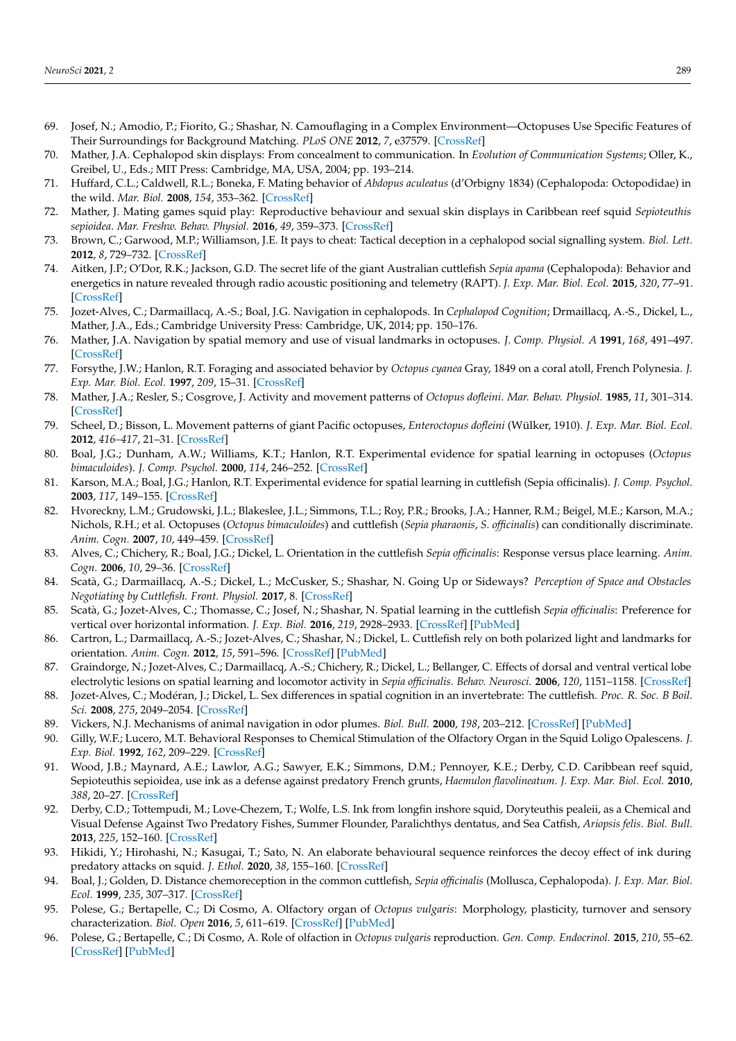69. Josef, N.; Amodio, P.; Fiorito, G.; Shashar, N. Camouflaging in a Complex Environment—Octopuses Use Specific Features of Their Surroundings for Background Matching. *PLoS ONE* **2012**, *7*, e37579. [CrossRef]
70. Mather, J.A. Cephalopod skin displays: From concealment to communication. In *Evolution of Communication Systems*; Oller, K., Greibel, U., Eds.; MIT Press: Cambridge, MA, USA, 2004; pp. 193–214.
71. Huffard, C.L.; Caldwell, R.L.; Boneka, F. Mating behavior of *Abdopus aculeatus* (d'Orbigny 1834) (Cephalopoda: Octopodidae) in the wild. *Mar. Biol.* **2008**, *154*, 353–362. [CrossRef]
72. Mather, J. Mating games squid play: Reproductive behaviour and sexual skin displays in Caribbean reef squid *Sepioteuthis sepioidea*. *Mar. Freshw. Behav. Physiol.* **2016**, *49*, 359–373. [CrossRef]
73. Brown, C.; Garwood, M.P.; Williamson, J.E. It pays to cheat: Tactical deception in a cephalopod social signalling system. *Biol. Lett.* **2012**, *8*, 729–732. [CrossRef]
74. Aitken, J.P.; O'Dor, R.K.; Jackson, G.D. The secret life of the giant Australian cuttlefish *Sepia apama* (Cephalopoda): Behavior and energetics in nature revealed through radio acoustic positioning and telemetry (RAPT). *J. Exp. Mar. Biol. Ecol.* **2015**, *320*, 77–91. [CrossRef]
75. Jozet-Alves, C.; Darmaillacq, A.-S.; Boal, J.G. Navigation in cephalopods. In *Cephalopod Cognition*; Drmaillacq, A.-S., Dickel, L., Mather, J.A., Eds.; Cambridge University Press: Cambridge, UK, 2014; pp. 150–176.
76. Mather, J.A. Navigation by spatial memory and use of visual landmarks in octopuses. *J. Comp. Physiol. A* **1991**, *168*, 491–497. [CrossRef]
77. Forsythe, J.W.; Hanlon, R.T. Foraging and associated behavior by *Octopus cyanea* Gray, 1849 on a coral atoll, French Polynesia. *J. Exp. Mar. Biol. Ecol.* **1997**, *209*, 15–31. [CrossRef]
78. Mather, J.A.; Resler, S.; Cosgrove, J. Activity and movement patterns of *Octopus dofleini*. *Mar. Behav. Physiol.* **1985**, *11*, 301–314. [CrossRef]
79. Scheel, D.; Bisson, L. Movement patterns of giant Pacific octopuses, *Enteroctopus dofleini* (Wülker, 1910). *J. Exp. Mar. Biol. Ecol.* **2012**, *416–417*, 21–31. [CrossRef]
80. Boal, J.G.; Dunham, A.W.; Williams, K.T.; Hanlon, R.T. Experimental evidence for spatial learning in octopuses (*Octopus bimaculoides*). *J. Comp. Psychol.* **2000**, *114*, 246–252. [CrossRef]
81. Karson, M.A.; Boal, J.G.; Hanlon, R.T. Experimental evidence for spatial learning in cuttlefish (Sepia officinalis). *J. Comp. Psychol.* **2003**, *117*, 149–155. [CrossRef]
82. Hvoreckny, L.M.; Grudowski, J.L.; Blakeslee, J.L.; Simmons, T.L.; Roy, P.R.; Brooks, J.A.; Hanner, R.M.; Beigel, M.E.; Karson, M.A.; Nichols, R.H.; et al. Octopuses (*Octopus bimaculoides*) and cuttlefish (*Sepia pharaonis*, *S. officinalis*) can conditionally discriminate. *Anim. Cogn.* **2007**, *10*, 449–459. [CrossRef]
83. Alves, C.; Chichery, R.; Boal, J.G.; Dickel, L. Orientation in the cuttlefish *Sepia officinalis*: Response versus place learning. *Anim. Cogn.* **2006**, *10*, 29–36. [CrossRef]
84. Scatà, G.; Darmaillacq, A.-S.; Dickel, L.; McCusker, S.; Shashar, N. Going Up or Sideways? *Perception of Space and Obstacles Negotiating by Cuttlefish. Front. Physiol.* **2017**, 8. [CrossRef]
85. Scatà, G.; Jozet-Alves, C.; Thomasse, C.; Josef, N.; Shashar, N. Spatial learning in the cuttlefish *Sepia officinalis*: Preference for vertical over horizontal information. *J. Exp. Biol.* **2016**, *219*, 2928–2933. [CrossRef] [PubMed]
86. Cartron, L.; Darmaillacq, A.-S.; Jozet-Alves, C.; Shashar, N.; Dickel, L. Cuttlefish rely on both polarized light and landmarks for orientation. *Anim. Cogn.* **2012**, *15*, 591–596. [CrossRef] [PubMed]
87. Graindorge, N.; Jozet-Alves, C.; Darmaillacq, A.-S.; Chichery, R.; Dickel, L.; Bellanger, C. Effects of dorsal and ventral vertical lobe electrolytic lesions on spatial learning and locomotor activity in *Sepia officinalis*. *Behav. Neurosci.* **2006**, *120*, 1151–1158. [CrossRef]
88. Jozet-Alves, C.; Modéran, J.; Dickel, L. Sex differences in spatial cognition in an invertebrate: The cuttlefish. *Proc. R. Soc. B Boil. Sci.* **2008**, *275*, 2049–2054. [CrossRef]
89. Vickers, N.J. Mechanisms of animal navigation in odor plumes. *Biol. Bull.* **2000**, *198*, 203–212. [CrossRef] [PubMed]
90. Gilly, W.F.; Lucero, M.T. Behavioral Responses to Chemical Stimulation of the Olfactory Organ in the Squid Loligo Opalescens. *J. Exp. Biol.* **1992**, *162*, 209–229. [CrossRef]
91. Wood, J.B.; Maynard, A.E.; Lawlor, A.G.; Sawyer, E.K.; Simmons, D.M.; Pennoyer, K.E.; Derby, C.D. Caribbean reef squid, Sepioteuthis sepioidea, use ink as a defense against predatory French grunts, *Haemulon flavolineatum*. *J. Exp. Mar. Biol. Ecol.* **2010**, *388*, 20–27. [CrossRef]
92. Derby, C.D.; Tottempudi, M.; Love-Chezem, T.; Wolfe, L.S. Ink from longfin inshore squid, Doryteuthis pealeii, as a Chemical and Visual Defense Against Two Predatory Fishes, Summer Flounder, Paralichthys dentatus, and Sea Catfish, *Ariopsis felis*. *Biol. Bull.* **2013**, *225*, 152–160. [CrossRef]
93. Hikidi, Y.; Hirohashi, N.; Kasugai, T.; Sato, N. An elaborate behavioural sequence reinforces the decoy effect of ink during predatory attacks on squid. *J. Ethol.* **2020**, *38*, 155–160. [CrossRef]
94. Boal, J.; Golden, D. Distance chemoreception in the common cuttlefish, *Sepia officinalis* (Mollusca, Cephalopoda). *J. Exp. Mar. Biol. Ecol.* **1999**, *235*, 307–317. [CrossRef]
95. Polese, G.; Bertapelle, C.; Di Cosmo, A. Olfactory organ of *Octopus vulgaris*: Morphology, plasticity, turnover and sensory characterization. *Biol. Open* **2016**, *5*, 611–619. [CrossRef] [PubMed]
96. Polese, G.; Bertapelle, C.; Di Cosmo, A. Role of olfaction in *Octopus vulgaris* reproduction. *Gen. Comp. Endocrinol.* **2015**, *210*, 55–62. [CrossRef] [PubMed]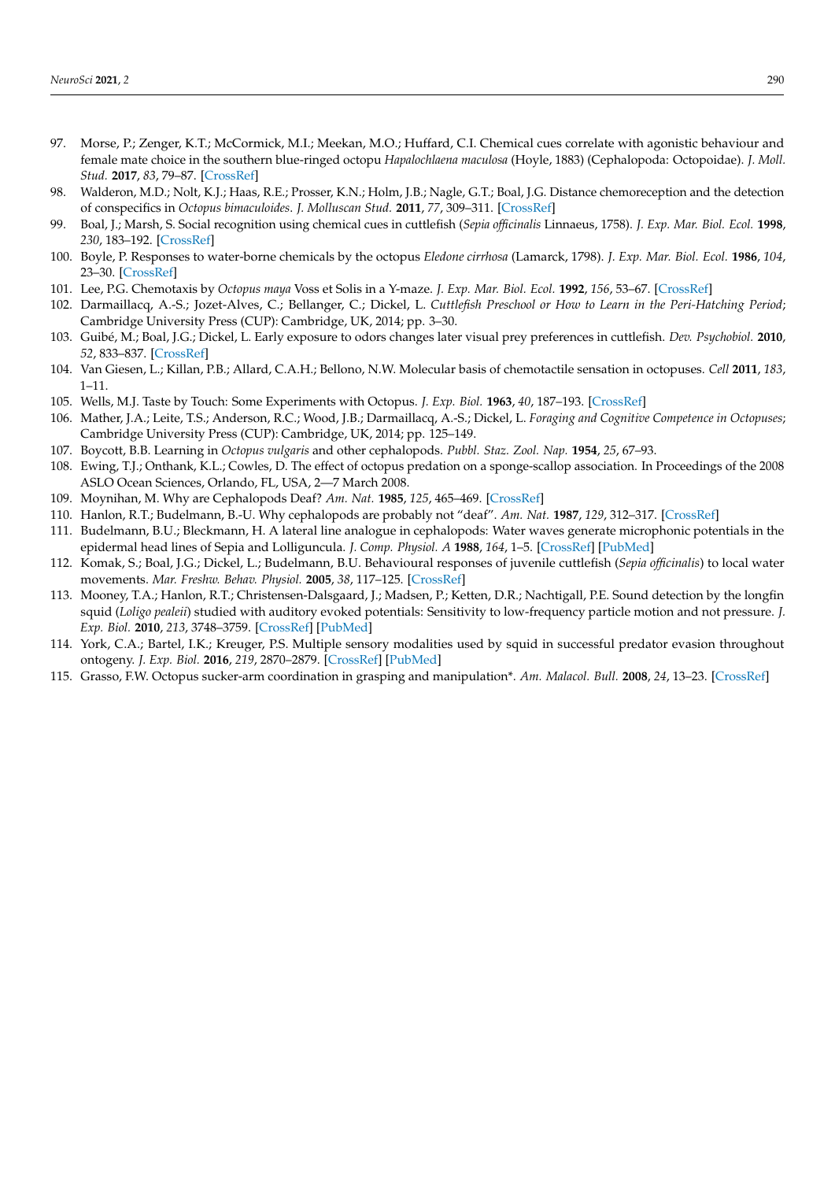97. Morse, P.; Zenger, K.T.; McCormick, M.I.; Meekan, M.O.; Huffard, C.I. Chemical cues correlate with agonistic behaviour and female mate choice in the southern blue-ringed octopu *Hapalochlaena maculosa* (Hoyle, 1883) (Cephalopoda: Octopoidae). *J. Moll. Stud.* **2017**, *83*, 79–87. [CrossRef]
98. Walderon, M.D.; Nolt, K.J.; Haas, R.E.; Prosser, K.N.; Holm, J.B.; Nagle, G.T.; Boal, J.G. Distance chemoreception and the detection of conspecifics in *Octopus bimaculoides*. *J. Molluscan Stud.* **2011**, *77*, 309–311. [CrossRef]
99. Boal, J.; Marsh, S. Social recognition using chemical cues in cuttlefish (*Sepia officinalis* Linnaeus, 1758). *J. Exp. Mar. Biol. Ecol.* **1998**, *230*, 183–192. [CrossRef]
100. Boyle, P. Responses to water-borne chemicals by the octopus *Eledone cirrhosa* (Lamarck, 1798). *J. Exp. Mar. Biol. Ecol.* **1986**, *104*, 23–30. [CrossRef]
101. Lee, P.G. Chemotaxis by *Octopus maya* Voss et Solis in a Y-maze. *J. Exp. Mar. Biol. Ecol.* **1992**, *156*, 53–67. [CrossRef]
102. Darmaillacq, A.-S.; Jozet-Alves, C.; Bellanger, C.; Dickel, L. *Cuttlefish Preschool or How to Learn in the Peri-Hatching Period*; Cambridge University Press (CUP): Cambridge, UK, 2014; pp. 3–30.
103. Guibé, M.; Boal, J.G.; Dickel, L. Early exposure to odors changes later visual prey preferences in cuttlefish. *Dev. Psychobiol.* **2010**, *52*, 833–837. [CrossRef]
104. Van Giesen, L.; Killan, P.B.; Allard, C.A.H.; Bellono, N.W. Molecular basis of chemotactile sensation in octopuses. *Cell* **2011**, *183*, 1–11.
105. Wells, M.J. Taste by Touch: Some Experiments with Octopus. *J. Exp. Biol.* **1963**, *40*, 187–193. [CrossRef]
106. Mather, J.A.; Leite, T.S.; Anderson, R.C.; Wood, J.B.; Darmaillacq, A.-S.; Dickel, L. *Foraging and Cognitive Competence in Octopuses*; Cambridge University Press (CUP): Cambridge, UK, 2014; pp. 125–149.
107. Boycott, B.B. Learning in *Octopus vulgaris* and other cephalopods. *Pubbl. Staz. Zool. Nap.* **1954**, *25*, 67–93.
108. Ewing, T.J.; Onthank, K.L.; Cowles, D. The effect of octopus predation on a sponge-scallop association. In Proceedings of the 2008 ASLO Ocean Sciences, Orlando, FL, USA, 2—7 March 2008.
109. Moynihan, M. Why are Cephalopods Deaf? *Am. Nat.* **1985**, *125*, 465–469. [CrossRef]
110. Hanlon, R.T.; Budelmann, B.-U. Why cephalopods are probably not "deaf". *Am. Nat.* **1987**, *129*, 312–317. [CrossRef]
111. Budelmann, B.U.; Bleckmann, H. A lateral line analogue in cephalopods: Water waves generate microphonic potentials in the epidermal head lines of Sepia and Lolliguncula. *J. Comp. Physiol. A* **1988**, *164*, 1–5. [CrossRef] [PubMed]
112. Komak, S.; Boal, J.G.; Dickel, L.; Budelmann, B.U. Behavioural responses of juvenile cuttlefish (*Sepia officinalis*) to local water movements. *Mar. Freshw. Behav. Physiol.* **2005**, *38*, 117–125. [CrossRef]
113. Mooney, T.A.; Hanlon, R.T.; Christensen-Dalsgaard, J.; Madsen, P.; Ketten, D.R.; Nachtigall, P.E. Sound detection by the longfin squid (*Loligo pealeii*) studied with auditory evoked potentials: Sensitivity to low-frequency particle motion and not pressure. *J. Exp. Biol.* **2010**, *213*, 3748–3759. [CrossRef] [PubMed]
114. York, C.A.; Bartel, I.K.; Kreuger, P.S. Multiple sensory modalities used by squid in successful predator evasion throughout ontogeny. *J. Exp. Biol.* **2016**, *219*, 2870–2879. [CrossRef] [PubMed]
115. Grasso, F.W. Octopus sucker-arm coordination in grasping and manipulation*. *Am. Malacol. Bull.* **2008**, *24*, 13–23. [CrossRef]